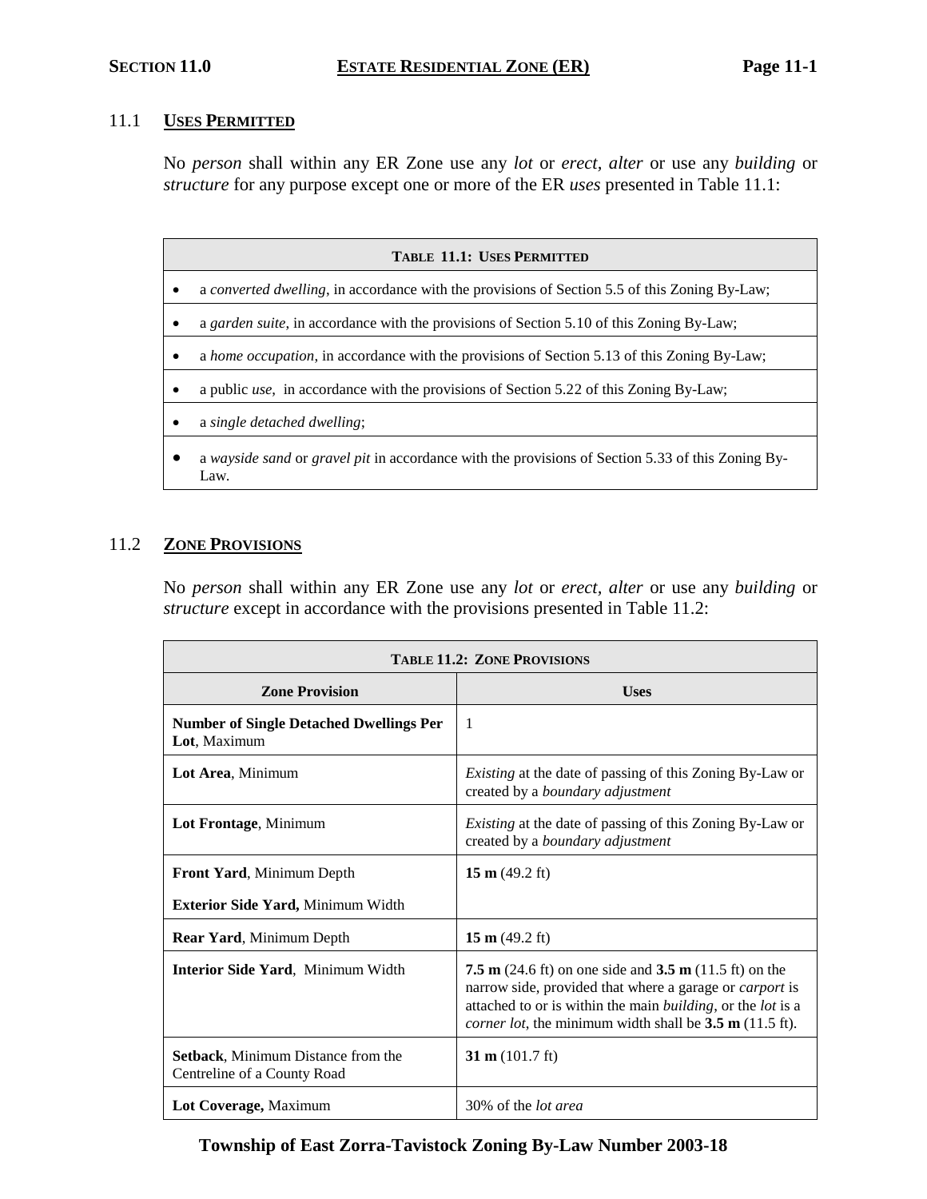# SECTION 11.0 ESTATE RESIDENTIAL ZONE (ER)

## 11.1 USES PERMITTED

No *person* shall within any ER Zone use any *lot* or *erect*, *alter* or use any *building* or *structure* for any purpose except one or more of the ER *uses* presented in Table 11.1:

| TABLE 11.1: USES PERMITTED |
|---|
| • a *converted dwelling*, in accordance with the provisions of Section 5.5 of this Zoning By-Law; |
| • a *garden suite*, in accordance with the provisions of Section 5.10 of this Zoning By-Law; |
| • a *home occupation*, in accordance with the provisions of Section 5.13 of this Zoning By-Law; |
| • a public *use*, in accordance with the provisions of Section 5.22 of this Zoning By-Law; |
| • a *single detached dwelling*; |
| • a *wayside sand* or *gravel pit* in accordance with the provisions of Section 5.33 of this Zoning By-Law. |

## 11.2 ZONE PROVISIONS

No *person* shall within any ER Zone use any *lot* or *erect*, *alter* or use any *building* or *structure* except in accordance with the provisions presented in Table 11.2:

| TABLE 11.2: ZONE PROVISIONS | |
|---|---|
| **Zone Provision** | **Uses** |
| **Number of Single Detached Dwellings Per Lot**, Maximum | 1 |
| **Lot Area**, Minimum | *Existing* at the date of passing of this Zoning By-Law or created by a *boundary adjustment* |
| **Lot Frontage**, Minimum | *Existing* at the date of passing of this Zoning By-Law or created by a *boundary adjustment* |
| **Front Yard**, Minimum Depth<br>**Exterior Side Yard,** Minimum Width | **15 m** (49.2 ft) |
| **Rear Yard**, Minimum Depth | **15 m** (49.2 ft) |
| **Interior Side Yard**, Minimum Width | **7.5 m** (24.6 ft) on one side and **3.5 m** (11.5 ft) on the narrow side, provided that where a garage or *carport* is attached to or is within the main *building*, or the *lot* is a *corner lot*, the minimum width shall be **3.5 m** (11.5 ft). |
| **Setback**, Minimum Distance from the Centreline of a County Road | **31 m** (101.7 ft) |
| **Lot Coverage,** Maximum | 30% of the *lot area* |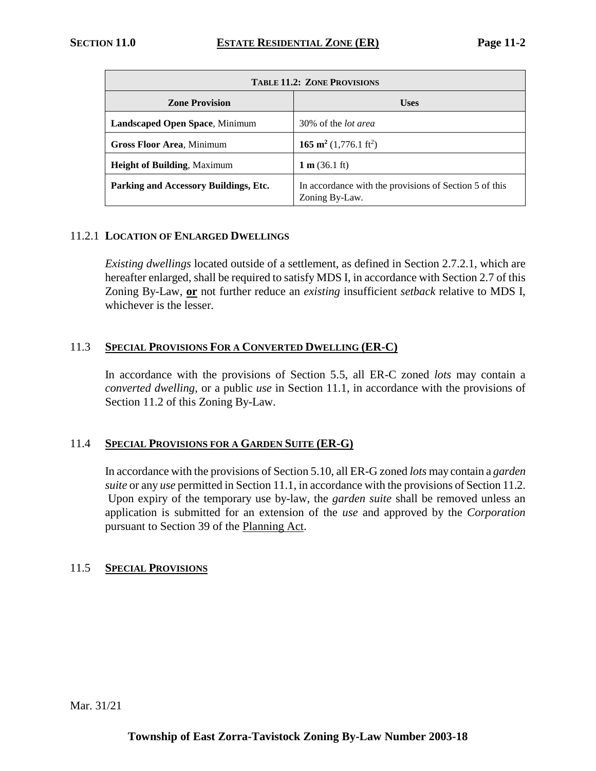| TABLE 11.2: ZONE PROVISIONS | |
|---|---|
| **Zone Provision** | **Uses** |
| **Landscaped Open Space**, Minimum | 30% of the *lot area* |
| **Gross Floor Area**, Minimum | **165 m$^2$** (1,776.1 ft$^2$) |
| **Height of Building**, Maximum | **1 m** (36.1 ft) |
| **Parking and Accessory Buildings, Etc.** | In accordance with the provisions of Section 5 of this Zoning By-Law. |

### 11.2.1 LOCATION OF ENLARGED DWELLINGS

*Existing dwellings* located outside of a settlement, as defined in Section 2.7.2.1, which are hereafter enlarged, shall be required to satisfy MDS I, in accordance with Section 2.7 of this Zoning By-Law, **or** not further reduce an *existing* insufficient *setback* relative to MDS I, whichever is the lesser.

## 11.3 SPECIAL PROVISIONS FOR A CONVERTED DWELLING (ER-C)

In accordance with the provisions of Section 5.5, all ER-C zoned *lots* may contain a *converted dwelling*, or a public *use* in Section 11.1, in accordance with the provisions of Section 11.2 of this Zoning By-Law.

## 11.4 SPECIAL PROVISIONS FOR A GARDEN SUITE (ER-G)

In accordance with the provisions of Section 5.10, all ER-G zoned *lots* may contain a *garden suite* or any *use* permitted in Section 11.1, in accordance with the provisions of Section 11.2. Upon expiry of the temporary use by-law, the *garden suite* shall be removed unless an application is submitted for an extension of the *use* and approved by the *Corporation* pursuant to Section 39 of the Planning Act.

## 11.5 SPECIAL PROVISIONS